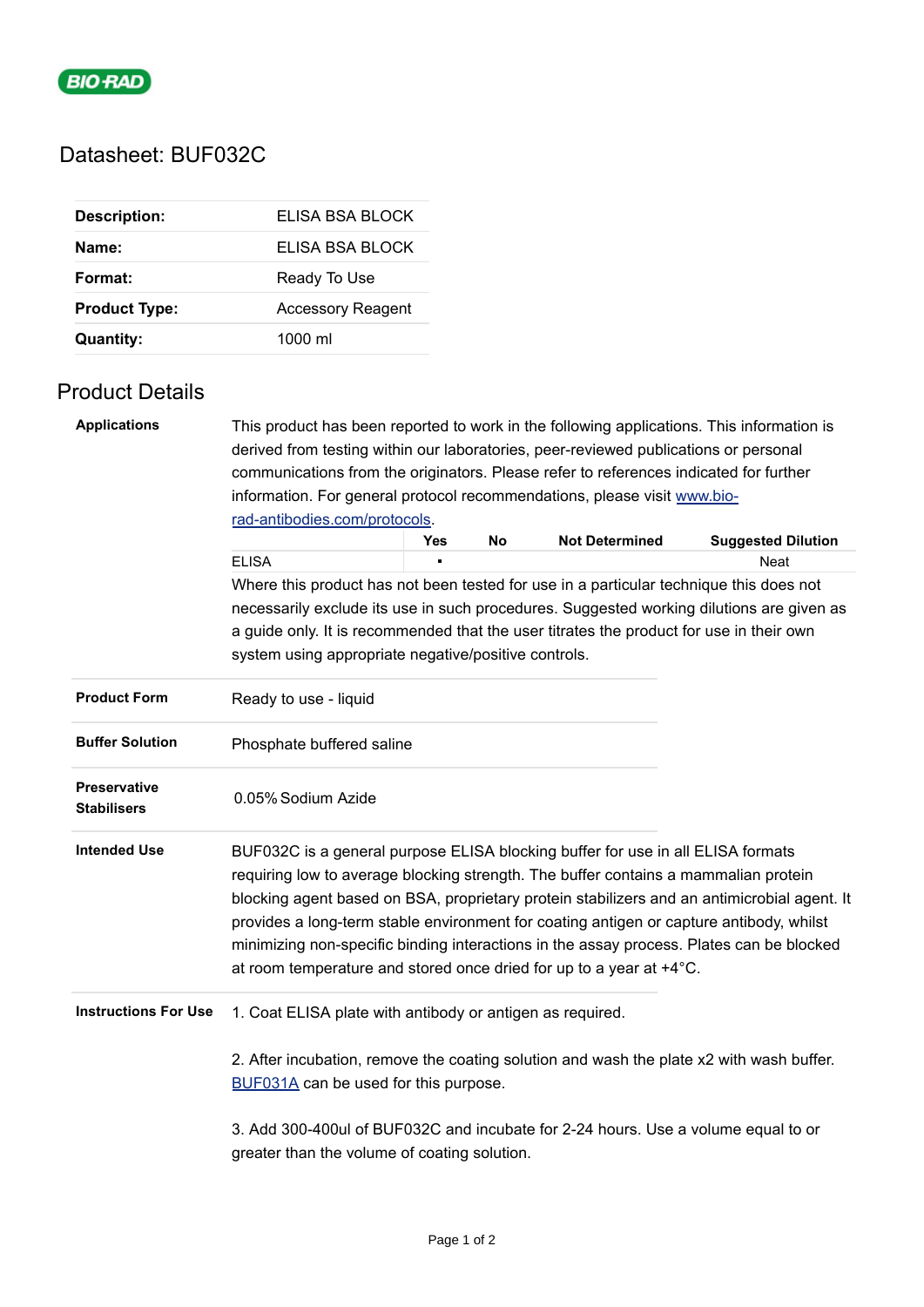BIO-RAD

# Datasheet: BUF032C

| | |
|---|---|
| **Description:** | ELISA BSA BLOCK |
| **Name:** | ELISA BSA BLOCK |
| **Format:** | Ready To Use |
| **Product Type:** | Accessory Reagent |
| **Quantity:** | 1000 ml |

## Product Details

**Applications**

This product has been reported to work in the following applications. This information is derived from testing within our laboratories, peer-reviewed publications or personal communications from the originators. Please refer to references indicated for further information. For general protocol recommendations, please visit [www.bio-rad-antibodies.com/protocols](www.bio-rad-antibodies.com/protocols).

| | Yes | No | Not Determined | Suggested Dilution |
|---|---|---|---|---|
| ELISA | ▪ | | | Neat |

Where this product has not been tested for use in a particular technique this does not necessarily exclude its use in such procedures. Suggested working dilutions are given as a guide only. It is recommended that the user titrates the product for use in their own system using appropriate negative/positive controls.

**Product Form**

Ready to use - liquid

**Buffer Solution**

Phosphate buffered saline

**Preservative Stabilisers**

0.05% Sodium Azide

**Intended Use**

BUF032C is a general purpose ELISA blocking buffer for use in all ELISA formats requiring low to average blocking strength. The buffer contains a mammalian protein blocking agent based on BSA, proprietary protein stabilizers and an antimicrobial agent. It provides a long-term stable environment for coating antigen or capture antibody, whilst minimizing non-specific binding interactions in the assay process. Plates can be blocked at room temperature and stored once dried for up to a year at +4°C.

**Instructions For Use**

1. Coat ELISA plate with antibody or antigen as required.

2. After incubation, remove the coating solution and wash the plate x2 with wash buffer. BUF031A can be used for this purpose.

3. Add 300-400ul of BUF032C and incubate for 2-24 hours. Use a volume equal to or greater than the volume of coating solution.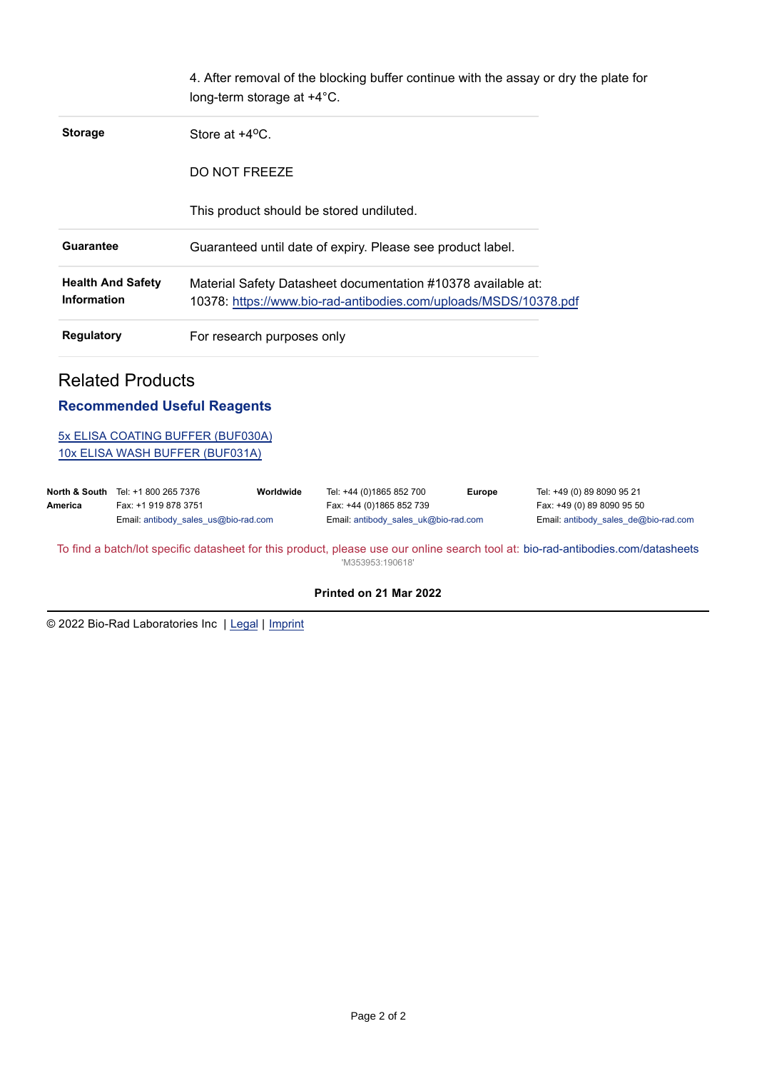| | |
|---|---|
| | 4. After removal of the blocking buffer continue with the assay or dry the plate for long-term storage at +4°C. |
| **Storage** | Store at +4ºC.<br><br>DO NOT FREEZE<br><br>This product should be stored undiluted. |
| **Guarantee** | Guaranteed until date of expiry. Please see product label. |
| **Health And Safety Information** | Material Safety Datasheet documentation #10378 available at:<br>10378: https://www.bio-rad-antibodies.com/uploads/MSDS/10378.pdf |
| **Regulatory** | For research purposes only |

## Related Products

### Recommended Useful Reagents

5x ELISA COATING BUFFER (BUF030A)
10x ELISA WASH BUFFER (BUF031A)

| | | | | | |
|---|---|---|---|---|---|
| **North & South America** | Tel: +1 800 265 7376<br>Fax: +1 919 878 3751<br>Email: antibody_sales_us@bio-rad.com | **Worldwide** | Tel: +44 (0)1865 852 700<br>Fax: +44 (0)1865 852 739<br>Email: antibody_sales_uk@bio-rad.com | **Europe** | Tel: +49 (0) 89 8090 95 21<br>Fax: +49 (0) 89 8090 95 50<br>Email: antibody_sales_de@bio-rad.com |

To find a batch/lot specific datasheet for this product, please use our online search tool at: bio-rad-antibodies.com/datasheets

'M353953:190618'

**Printed on 21 Mar 2022**

© 2022 Bio-Rad Laboratories Inc | Legal | Imprint